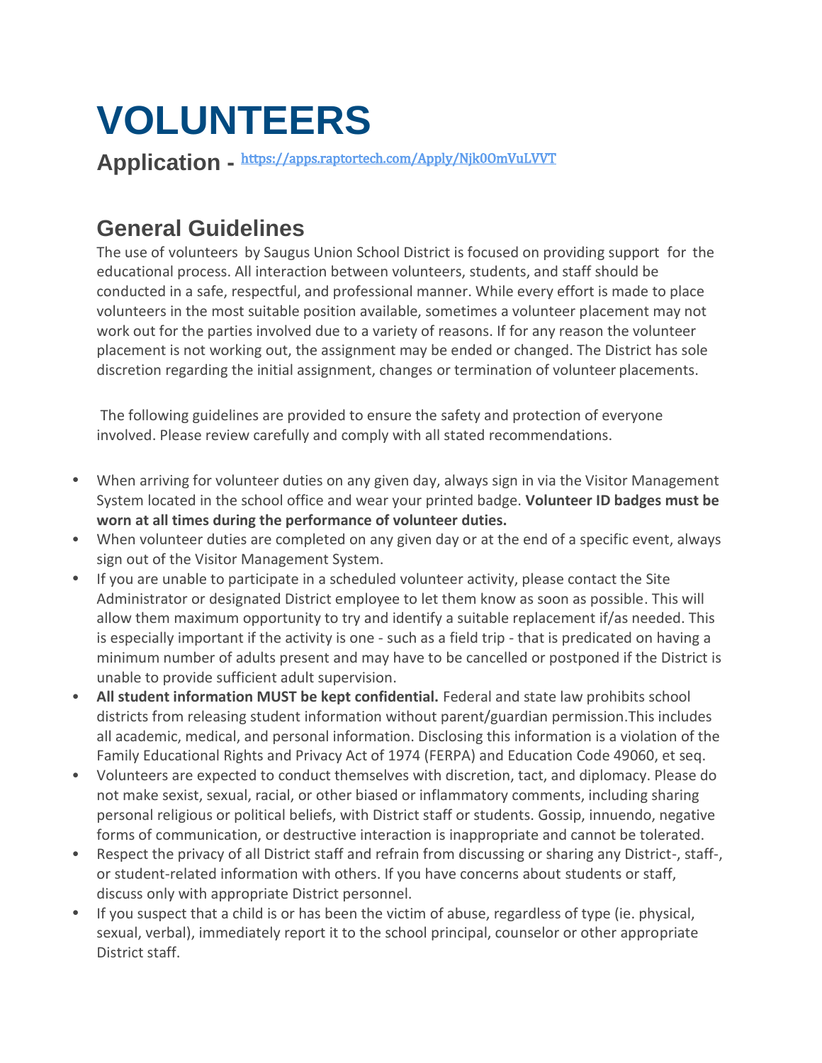# VOLUNTEERS

**Application -** https://apps.raptortech.com/Apply/Njk0OmVuLVVT

## General Guidelines

The use of volunteers by Saugus Union School District is focused on providing support for the educational process. All interaction between volunteers, students, and staff should be conducted in a safe, respectful, and professional manner. While every effort is made to place volunteers in the most suitable position available, sometimes a volunteer placement may not work out for the parties involved due to a variety of reasons. If for any reason the volunteer placement is not working out, the assignment may be ended or changed. The District has sole discretion regarding the initial assignment, changes or termination of volunteer placements.

The following guidelines are provided to ensure the safety and protection of everyone involved. Please review carefully and comply with all stated recommendations.

- When arriving for volunteer duties on any given day, always sign in via the Visitor Management System located in the school office and wear your printed badge. **Volunteer ID badges must be worn at all times during the performance of volunteer duties.**
- When volunteer duties are completed on any given day or at the end of a specific event, always sign out of the Visitor Management System.
- If you are unable to participate in a scheduled volunteer activity, please contact the Site Administrator or designated District employee to let them know as soon as possible. This will allow them maximum opportunity to try and identify a suitable replacement if/as needed. This is especially important if the activity is one - such as a field trip - that is predicated on having a minimum number of adults present and may have to be cancelled or postponed if the District is unable to provide sufficient adult supervision.
- **All student information MUST be kept confidential.** Federal and state law prohibits school districts from releasing student information without parent/guardian permission.This includes all academic, medical, and personal information. Disclosing this information is a violation of the Family Educational Rights and Privacy Act of 1974 (FERPA) and Education Code 49060, et seq.
- Volunteers are expected to conduct themselves with discretion, tact, and diplomacy. Please do not make sexist, sexual, racial, or other biased or inflammatory comments, including sharing personal religious or political beliefs, with District staff or students. Gossip, innuendo, negative forms of communication, or destructive interaction is inappropriate and cannot be tolerated.
- Respect the privacy of all District staff and refrain from discussing or sharing any District-, staff-, or student-related information with others. If you have concerns about students or staff, discuss only with appropriate District personnel.
- If you suspect that a child is or has been the victim of abuse, regardless of type (ie. physical, sexual, verbal), immediately report it to the school principal, counselor or other appropriate District staff.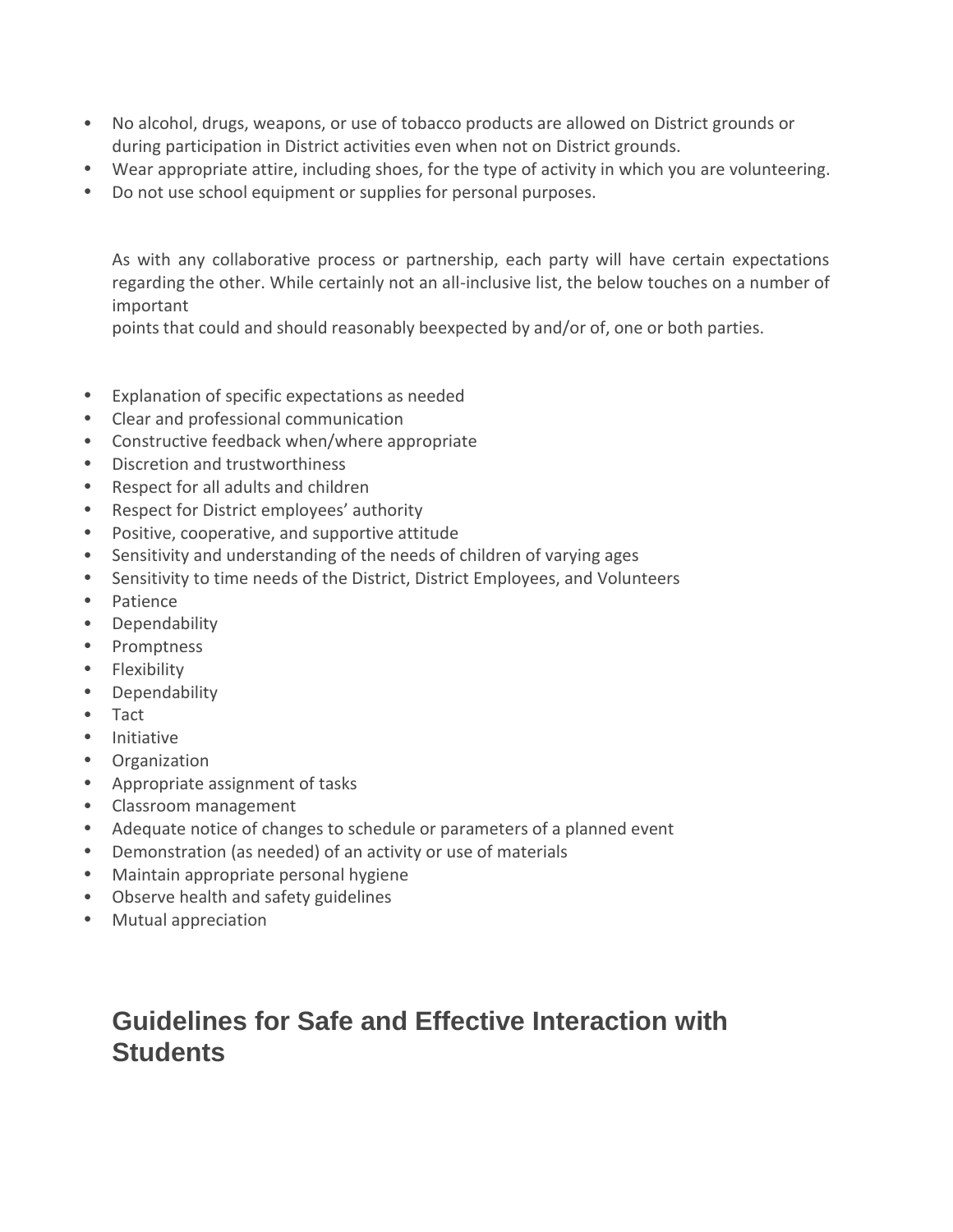- No alcohol, drugs, weapons, or use of tobacco products are allowed on District grounds or during participation in District activities even when not on District grounds.
- Wear appropriate attire, including shoes, for the type of activity in which you are volunteering.
- Do not use school equipment or supplies for personal purposes.

As with any collaborative process or partnership, each party will have certain expectations regarding the other. While certainly not an all-inclusive list, the below touches on a number of important points that could and should reasonably beexpected by and/or of, one or both parties.

- Explanation of specific expectations as needed
- Clear and professional communication
- Constructive feedback when/where appropriate
- Discretion and trustworthiness
- Respect for all adults and children
- Respect for District employees' authority
- Positive, cooperative, and supportive attitude
- Sensitivity and understanding of the needs of children of varying ages
- Sensitivity to time needs of the District, District Employees, and Volunteers
- Patience
- Dependability
- Promptness
- Flexibility
- Dependability
- Tact
- Initiative
- Organization
- Appropriate assignment of tasks
- Classroom management
- Adequate notice of changes to schedule or parameters of a planned event
- Demonstration (as needed) of an activity or use of materials
- Maintain appropriate personal hygiene
- Observe health and safety guidelines
- Mutual appreciation

## Guidelines for Safe and Effective Interaction with Students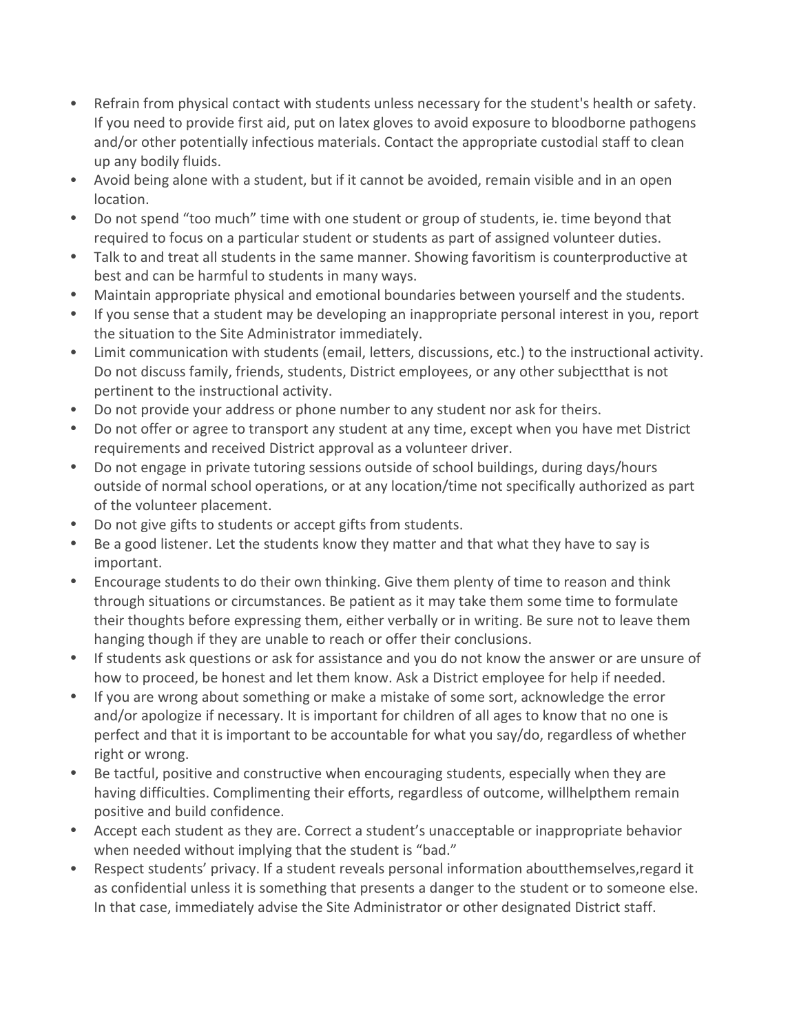- Refrain from physical contact with students unless necessary for the student's health or safety. If you need to provide first aid, put on latex gloves to avoid exposure to bloodborne pathogens and/or other potentially infectious materials. Contact the appropriate custodial staff to clean up any bodily fluids.
- Avoid being alone with a student, but if it cannot be avoided, remain visible and in an open location.
- Do not spend "too much" time with one student or group of students, ie. time beyond that required to focus on a particular student or students as part of assigned volunteer duties.
- Talk to and treat all students in the same manner. Showing favoritism is counterproductive at best and can be harmful to students in many ways.
- Maintain appropriate physical and emotional boundaries between yourself and the students.
- If you sense that a student may be developing an inappropriate personal interest in you, report the situation to the Site Administrator immediately.
- Limit communication with students (email, letters, discussions, etc.) to the instructional activity. Do not discuss family, friends, students, District employees, or any other subjectthat is not pertinent to the instructional activity.
- Do not provide your address or phone number to any student nor ask for theirs.
- Do not offer or agree to transport any student at any time, except when you have met District requirements and received District approval as a volunteer driver.
- Do not engage in private tutoring sessions outside of school buildings, during days/hours outside of normal school operations, or at any location/time not specifically authorized as part of the volunteer placement.
- Do not give gifts to students or accept gifts from students.
- Be a good listener. Let the students know they matter and that what they have to say is important.
- Encourage students to do their own thinking. Give them plenty of time to reason and think through situations or circumstances. Be patient as it may take them some time to formulate their thoughts before expressing them, either verbally or in writing. Be sure not to leave them hanging though if they are unable to reach or offer their conclusions.
- If students ask questions or ask for assistance and you do not know the answer or are unsure of how to proceed, be honest and let them know. Ask a District employee for help if needed.
- If you are wrong about something or make a mistake of some sort, acknowledge the error and/or apologize if necessary. It is important for children of all ages to know that no one is perfect and that it is important to be accountable for what you say/do, regardless of whether right or wrong.
- Be tactful, positive and constructive when encouraging students, especially when they are having difficulties. Complimenting their efforts, regardless of outcome, willhelpthem remain positive and build confidence.
- Accept each student as they are. Correct a student's unacceptable or inappropriate behavior when needed without implying that the student is "bad."
- Respect students' privacy. If a student reveals personal information aboutthemselves,regard it as confidential unless it is something that presents a danger to the student or to someone else. In that case, immediately advise the Site Administrator or other designated District staff.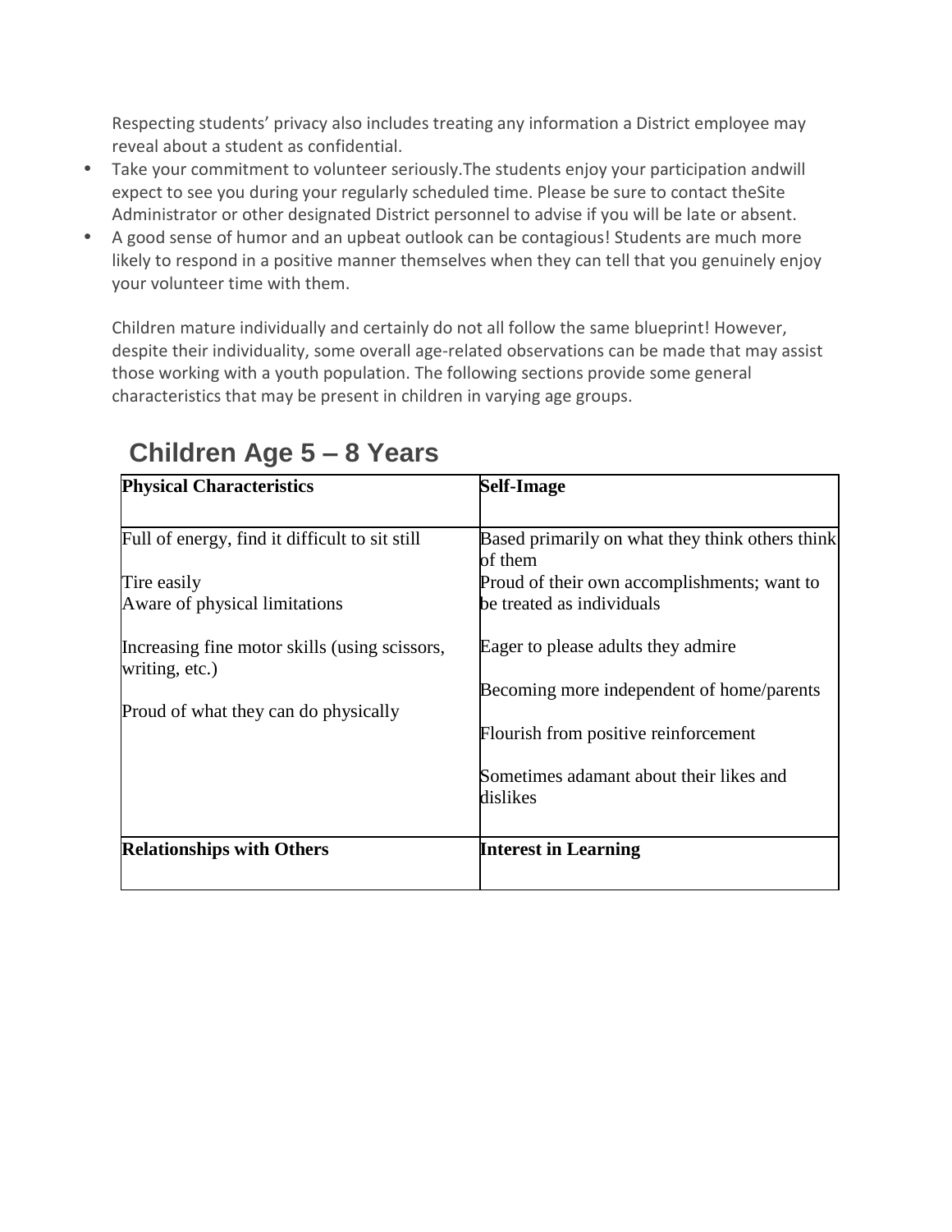Respecting students' privacy also includes treating any information a District employee may reveal about a student as confidential.

- Take your commitment to volunteer seriously.The students enjoy your participation andwill expect to see you during your regularly scheduled time. Please be sure to contact theSite Administrator or other designated District personnel to advise if you will be late or absent.
- A good sense of humor and an upbeat outlook can be contagious! Students are much more likely to respond in a positive manner themselves when they can tell that you genuinely enjoy your volunteer time with them.

Children mature individually and certainly do not all follow the same blueprint! However, despite their individuality, some overall age-related observations can be made that may assist those working with a youth population. The following sections provide some general characteristics that may be present in children in varying age groups.

## Children Age 5 – 8 Years

| **Physical Characteristics** | **Self-Image** |
|---|---|
| Full of energy, find it difficult to sit still<br><br>Tire easily<br>Aware of physical limitations<br><br>Increasing fine motor skills (using scissors, writing, etc.)<br><br>Proud of what they can do physically | Based primarily on what they think others think of them<br>Proud of their own accomplishments; want to be treated as individuals<br><br>Eager to please adults they admire<br><br>Becoming more independent of home/parents<br><br>Flourish from positive reinforcement<br><br>Sometimes adamant about their likes and dislikes |
| **Relationships with Others** | **Interest in Learning** |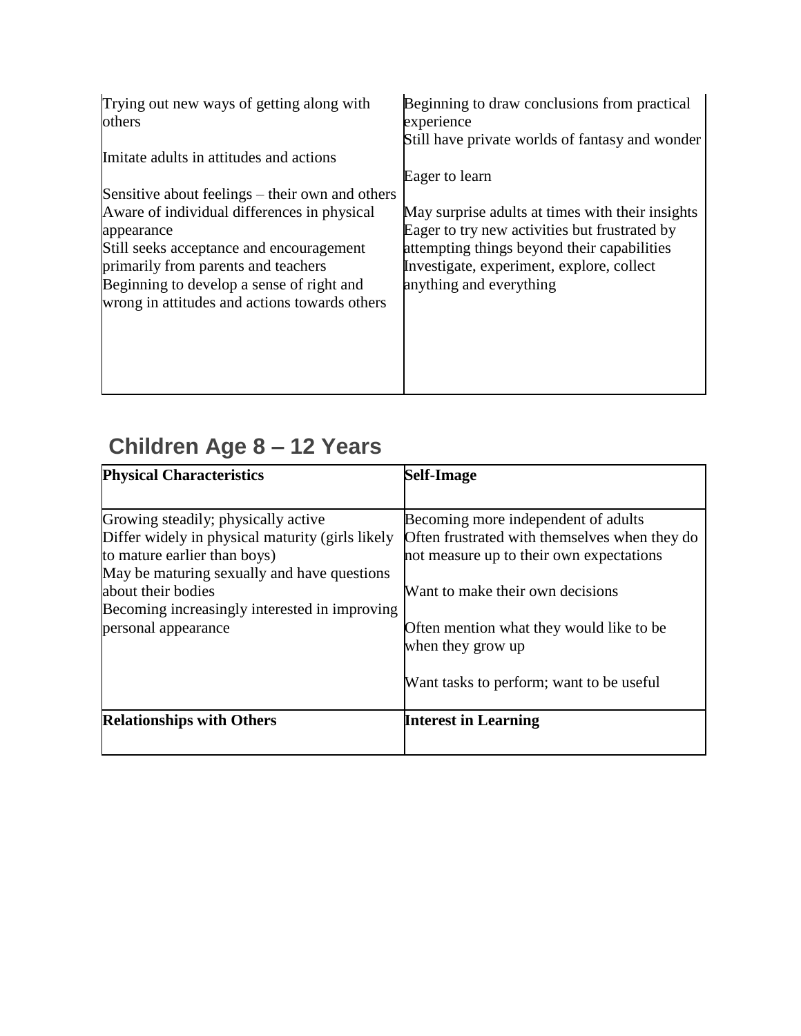| | |
|---|---|
| Trying out new ways of getting along with others<br><br>Imitate adults in attitudes and actions<br><br>Sensitive about feelings – their own and others<br>Aware of individual differences in physical appearance<br>Still seeks acceptance and encouragement primarily from parents and teachers<br>Beginning to develop a sense of right and wrong in attitudes and actions towards others | Beginning to draw conclusions from practical experience<br>Still have private worlds of fantasy and wonder<br><br>Eager to learn<br><br>May surprise adults at times with their insights<br>Eager to try new activities but frustrated by attempting things beyond their capabilities<br>Investigate, experiment, explore, collect anything and everything |

## Children Age 8 – 12 Years

| **Physical Characteristics** | **Self-Image** |
|---|---|
| Growing steadily; physically active<br>Differ widely in physical maturity (girls likely to mature earlier than boys)<br>May be maturing sexually and have questions about their bodies<br>Becoming increasingly interested in improving personal appearance | Becoming more independent of adults<br>Often frustrated with themselves when they do not measure up to their own expectations<br><br>Want to make their own decisions<br><br>Often mention what they would like to be when they grow up<br><br>Want tasks to perform; want to be useful |
| **Relationships with Others** | **Interest in Learning** |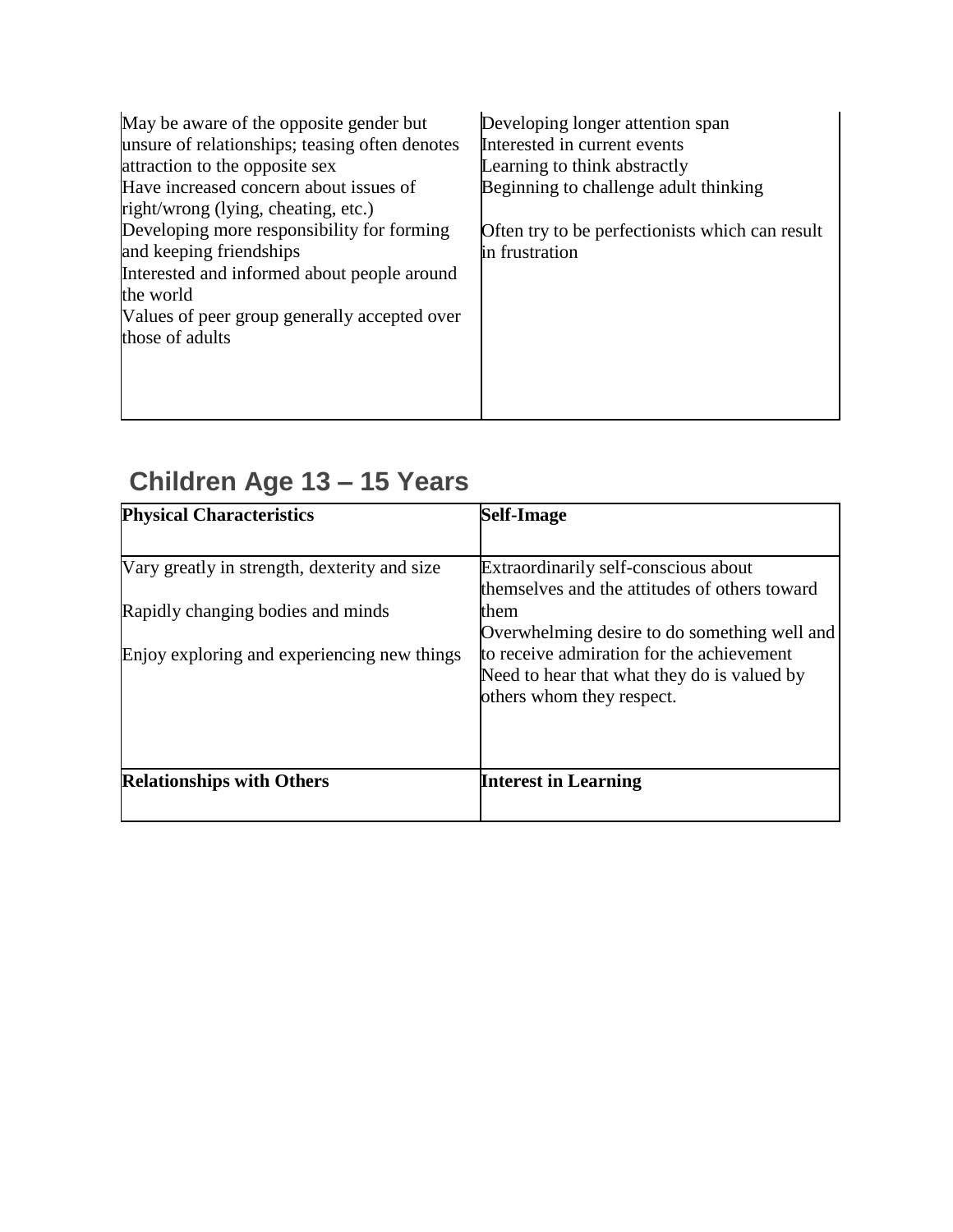| | |
|---|---|
| May be aware of the opposite gender but unsure of relationships; teasing often denotes attraction to the opposite sex<br>Have increased concern about issues of right/wrong (lying, cheating, etc.)<br>Developing more responsibility for forming and keeping friendships<br>Interested and informed about people around the world<br>Values of peer group generally accepted over those of adults | Developing longer attention span<br>Interested in current events<br>Learning to think abstractly<br>Beginning to challenge adult thinking<br><br>Often try to be perfectionists which can result in frustration |

## Children Age 13 – 15 Years

| **Physical Characteristics** | **Self-Image** |
|---|---|
| Vary greatly in strength, dexterity and size<br><br>Rapidly changing bodies and minds<br><br>Enjoy exploring and experiencing new things | Extraordinarily self-conscious about themselves and the attitudes of others toward them<br>Overwhelming desire to do something well and to receive admiration for the achievement<br>Need to hear that what they do is valued by others whom they respect. |
| **Relationships with Others** | **Interest in Learning** |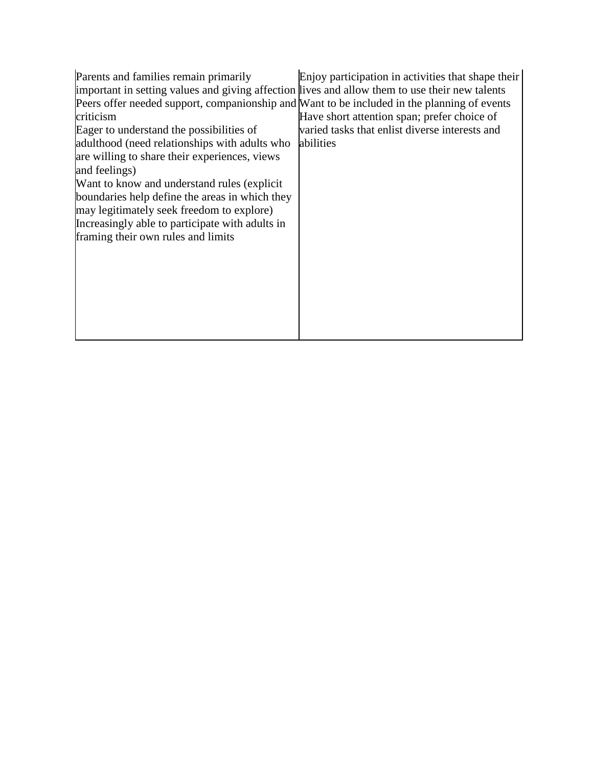| | |
|---|---|
| Parents and families remain primarily important in setting values and giving affection<br>Peers offer needed support, companionship and criticism<br>Eager to understand the possibilities of adulthood (need relationships with adults who are willing to share their experiences, views and feelings)<br>Want to know and understand rules (explicit boundaries help define the areas in which they may legitimately seek freedom to explore)<br>Increasingly able to participate with adults in framing their own rules and limits | Enjoy participation in activities that shape their lives and allow them to use their new talents<br>Want to be included in the planning of events<br>Have short attention span; prefer choice of varied tasks that enlist diverse interests and abilities |